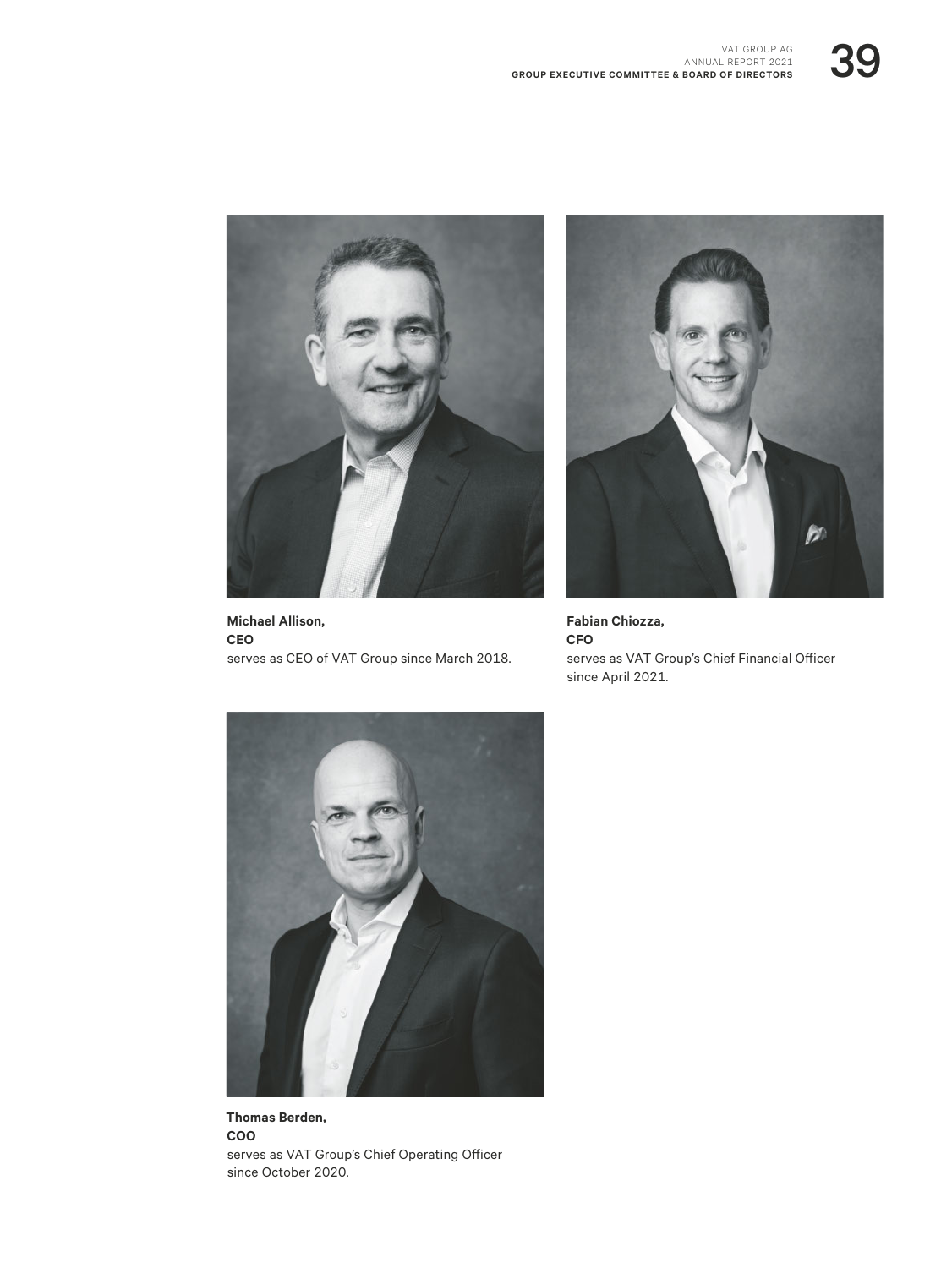**Michael Allison,**
**CEO**
serves as CEO of VAT Group since March 2018.

**Fabian Chiozza,**
**CFO**
serves as VAT Group's Chief Financial Officer since April 2021.

**Thomas Berden,**
**COO**
serves as VAT Group's Chief Operating Officer since October 2020.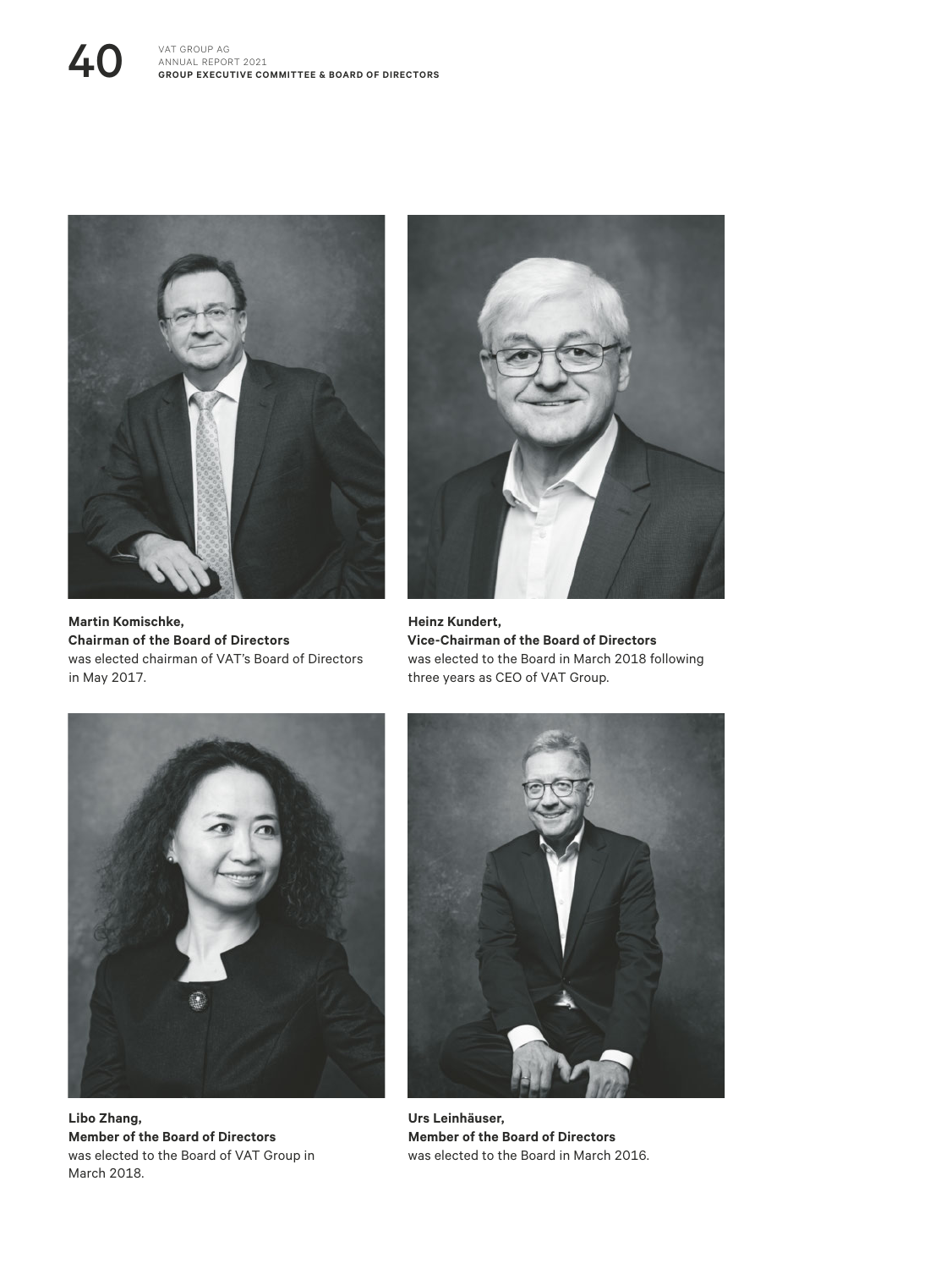**Martin Komischke,**
**Chairman of the Board of Directors**
was elected chairman of VAT's Board of Directors in May 2017.

**Heinz Kundert,**
**Vice-Chairman of the Board of Directors**
was elected to the Board in March 2018 following three years as CEO of VAT Group.

**Libo Zhang,**
**Member of the Board of Directors**
was elected to the Board of VAT Group in March 2018.

**Urs Leinhäuser,**
**Member of the Board of Directors**
was elected to the Board in March 2016.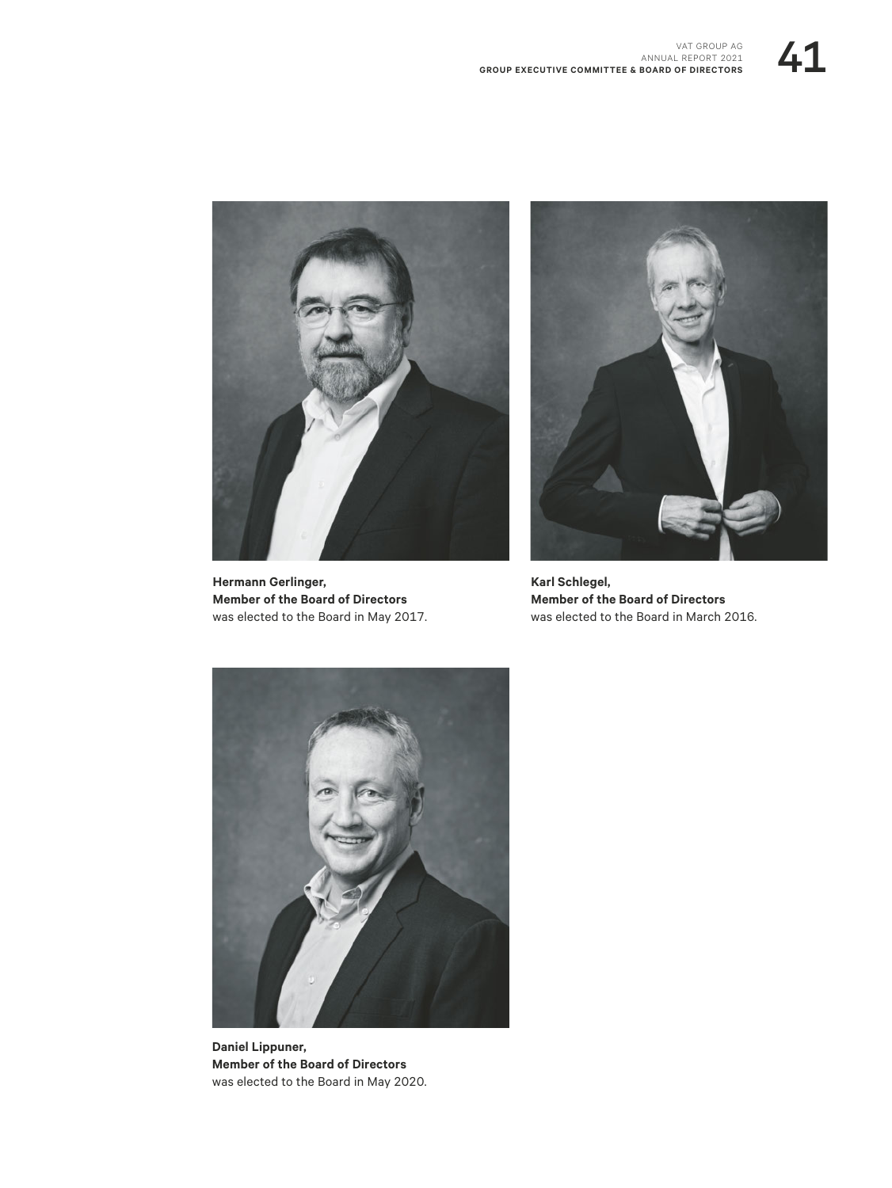**Hermann Gerlinger,**
**Member of the Board of Directors**
was elected to the Board in May 2017.

**Karl Schlegel,**
**Member of the Board of Directors**
was elected to the Board in March 2016.

**Daniel Lippuner,**
**Member of the Board of Directors**
was elected to the Board in May 2020.